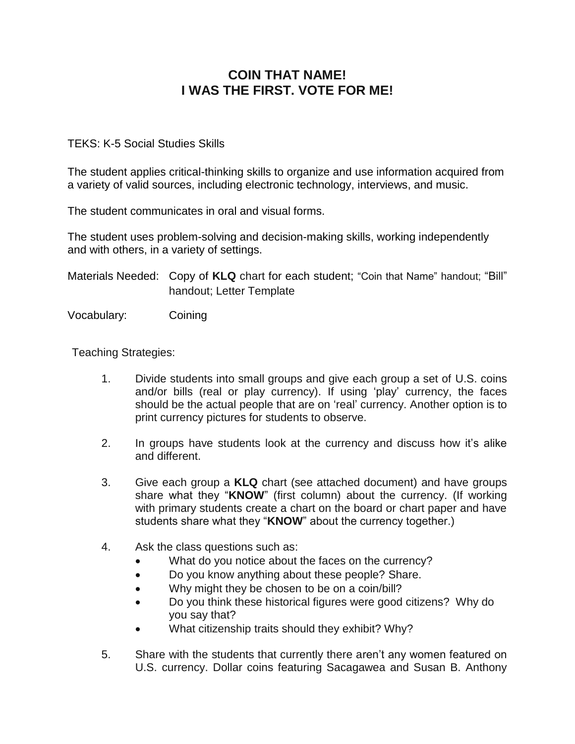# COIN THAT NAME!
# I WAS THE FIRST. VOTE FOR ME!

TEKS: K-5 Social Studies Skills

The student applies critical-thinking skills to organize and use information acquired from a variety of valid sources, including electronic technology, interviews, and music.

The student communicates in oral and visual forms.

The student uses problem-solving and decision-making skills, working independently and with others, in a variety of settings.

Materials Needed: Copy of **KLQ** chart for each student; "Coin that Name" handout; "Bill" handout; Letter Template

Vocabulary: Coining

Teaching Strategies:

1. Divide students into small groups and give each group a set of U.S. coins and/or bills (real or play currency). If using 'play' currency, the faces should be the actual people that are on 'real' currency. Another option is to print currency pictures for students to observe.

2. In groups have students look at the currency and discuss how it's alike and different.

3. Give each group a **KLQ** chart (see attached document) and have groups share what they "**KNOW**" (first column) about the currency. (If working with primary students create a chart on the board or chart paper and have students share what they "**KNOW**" about the currency together.)

4. Ask the class questions such as:
   - What do you notice about the faces on the currency?
   - Do you know anything about these people? Share.
   - Why might they be chosen to be on a coin/bill?
   - Do you think these historical figures were good citizens? Why do you say that?
   - What citizenship traits should they exhibit? Why?

5. Share with the students that currently there aren't any women featured on U.S. currency. Dollar coins featuring Sacagawea and Susan B. Anthony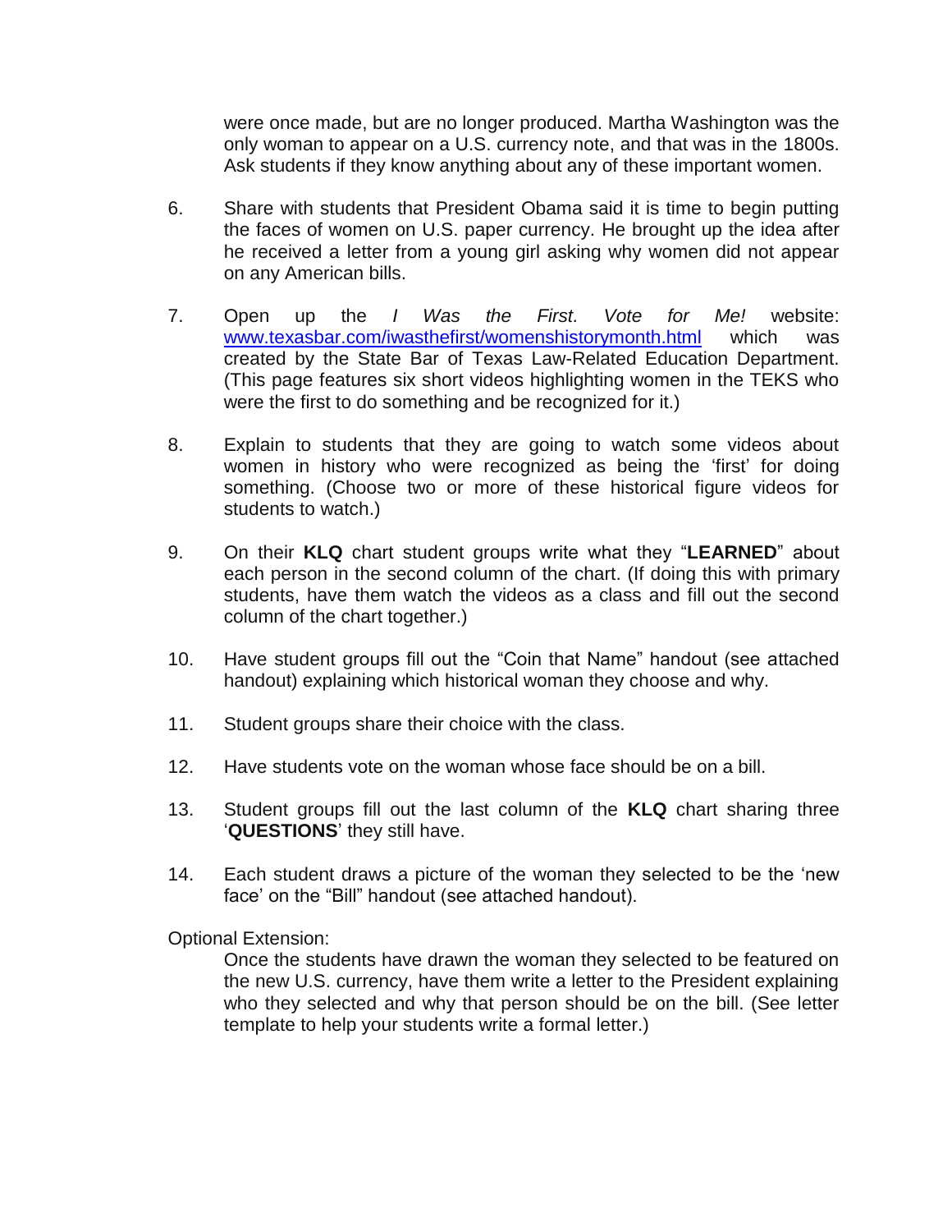were once made, but are no longer produced. Martha Washington was the only woman to appear on a U.S. currency note, and that was in the 1800s. Ask students if they know anything about any of these important women.

6. Share with students that President Obama said it is time to begin putting the faces of women on U.S. paper currency. He brought up the idea after he received a letter from a young girl asking why women did not appear on any American bills.

7. Open up the *I Was the First. Vote for Me!* website: [www.texasbar.com/iwasthefirst/womenshistorymonth.html](www.texasbar.com/iwasthefirst/womenshistorymonth.html) which was created by the State Bar of Texas Law-Related Education Department. (This page features six short videos highlighting women in the TEKS who were the first to do something and be recognized for it.)

8. Explain to students that they are going to watch some videos about women in history who were recognized as being the 'first' for doing something. (Choose two or more of these historical figure videos for students to watch.)

9. On their **KLQ** chart student groups write what they "**LEARNED**" about each person in the second column of the chart. (If doing this with primary students, have them watch the videos as a class and fill out the second column of the chart together.)

10. Have student groups fill out the "Coin that Name" handout (see attached handout) explaining which historical woman they choose and why.

11. Student groups share their choice with the class.

12. Have students vote on the woman whose face should be on a bill.

13. Student groups fill out the last column of the **KLQ** chart sharing three '**QUESTIONS**' they still have.

14. Each student draws a picture of the woman they selected to be the 'new face' on the "Bill" handout (see attached handout).

Optional Extension:

Once the students have drawn the woman they selected to be featured on the new U.S. currency, have them write a letter to the President explaining who they selected and why that person should be on the bill. (See letter template to help your students write a formal letter.)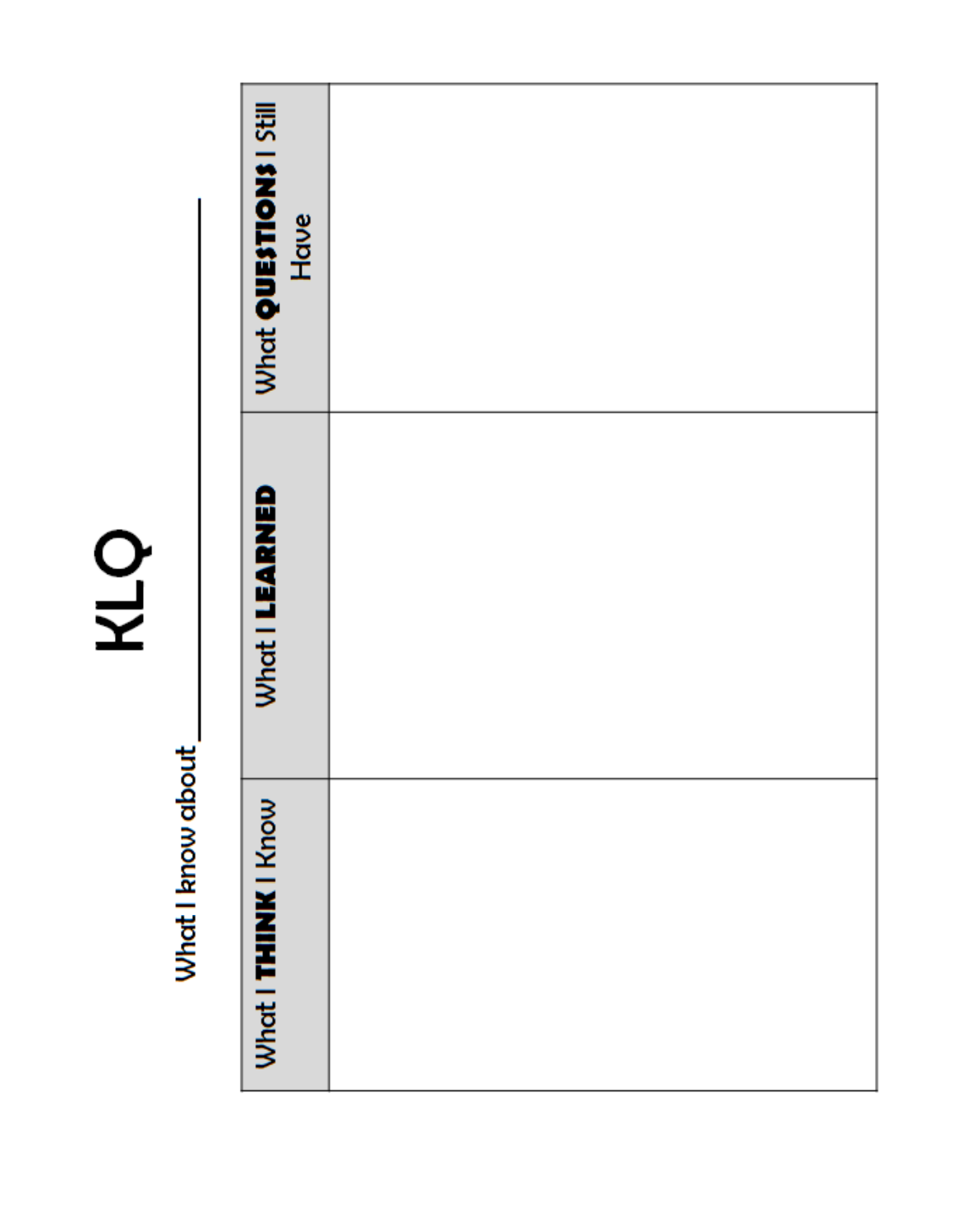# KLQ

What I know about_______________

| What I **THINK** I Know | What I **LEARNED** | What **QUESTIONS** I Still Have |
| --- | --- | --- |
| | | |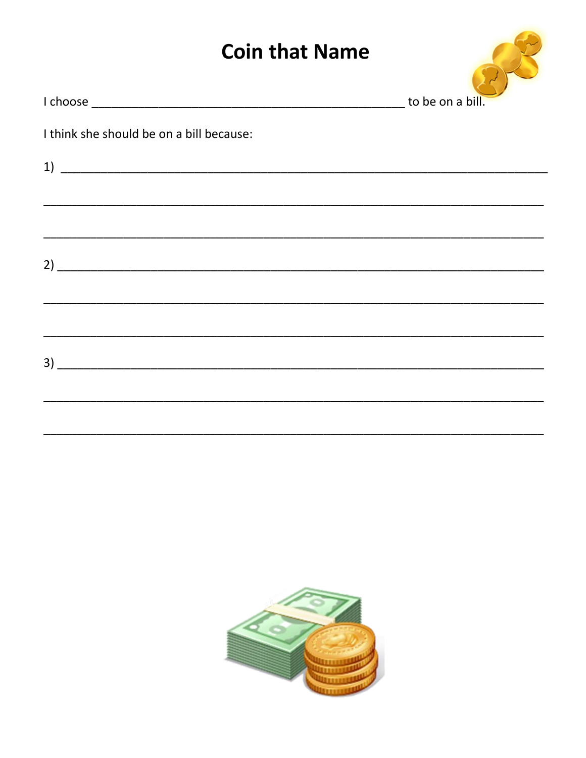# Coin that Name

I choose ______________________________________________ to be on a bill.

I think she should be on a bill because:

1) ______________________________________________________________________

_________________________________________________________________________

_________________________________________________________________________

2) ______________________________________________________________________

_________________________________________________________________________

_________________________________________________________________________

3) ______________________________________________________________________

_________________________________________________________________________

_________________________________________________________________________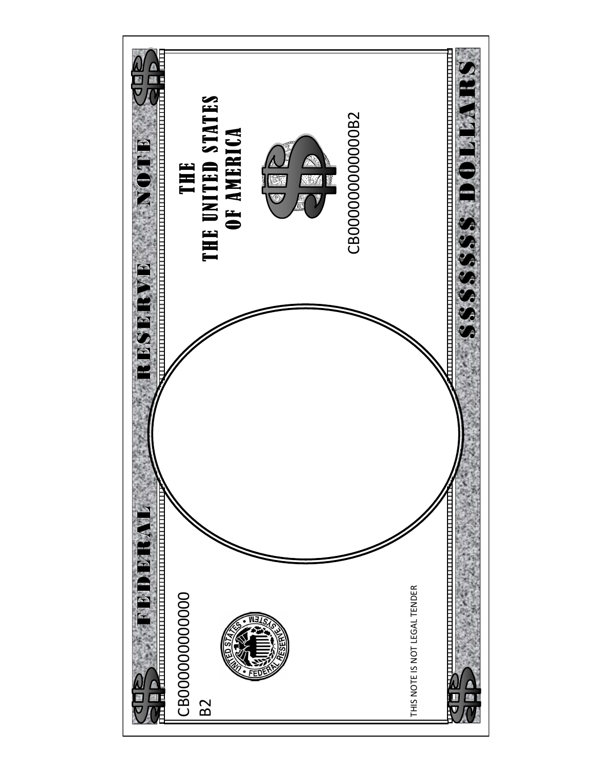FEDERAL RESERVE NOTE

THE
THE UNITED STATES
OF AMERICA

CB000000000000B2

CB000000000000
B2

THIS NOTE IS NOT LEGAL TENDER

$$$$$$ DOLLARS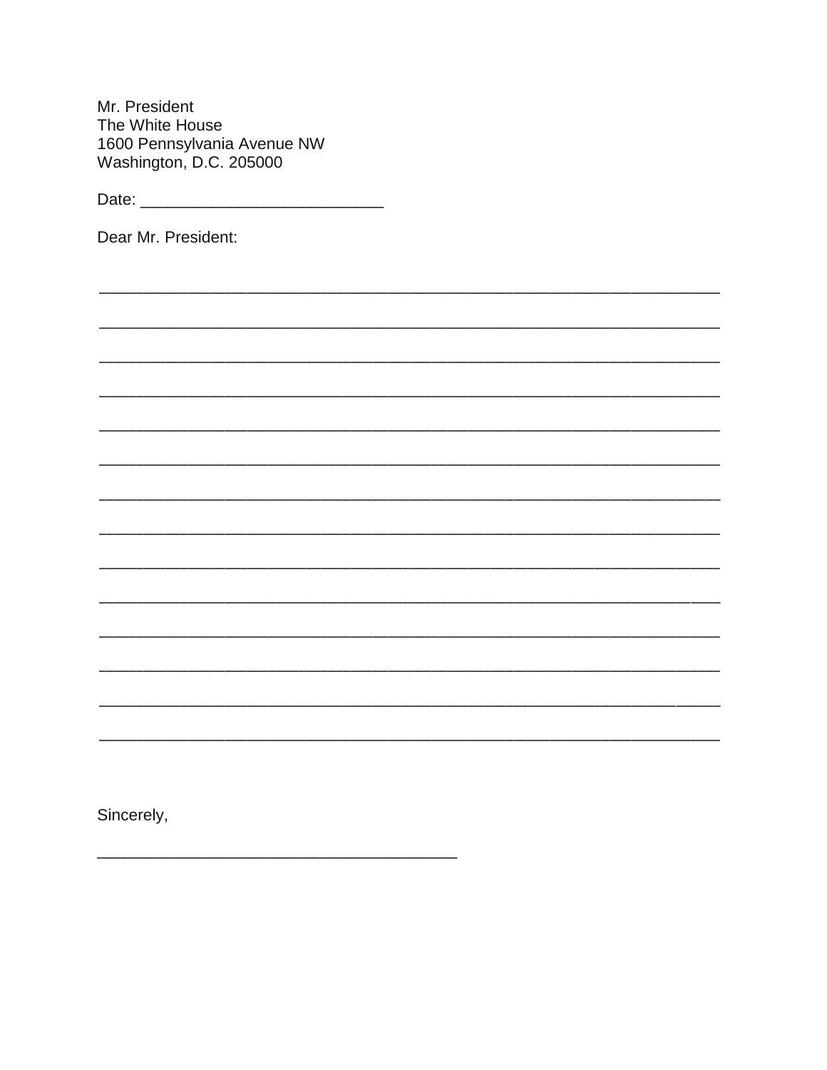Mr. President
The White House
1600 Pennsylvania Avenue NW
Washington, D.C. 205000

Date: ___________________________

Dear Mr. President:

______________________________________________________________________

______________________________________________________________________

______________________________________________________________________

______________________________________________________________________

______________________________________________________________________

______________________________________________________________________

______________________________________________________________________

______________________________________________________________________

______________________________________________________________________

______________________________________________________________________

______________________________________________________________________

______________________________________________________________________

______________________________________________________________________

______________________________________________________________________

Sincerely,

________________________________________